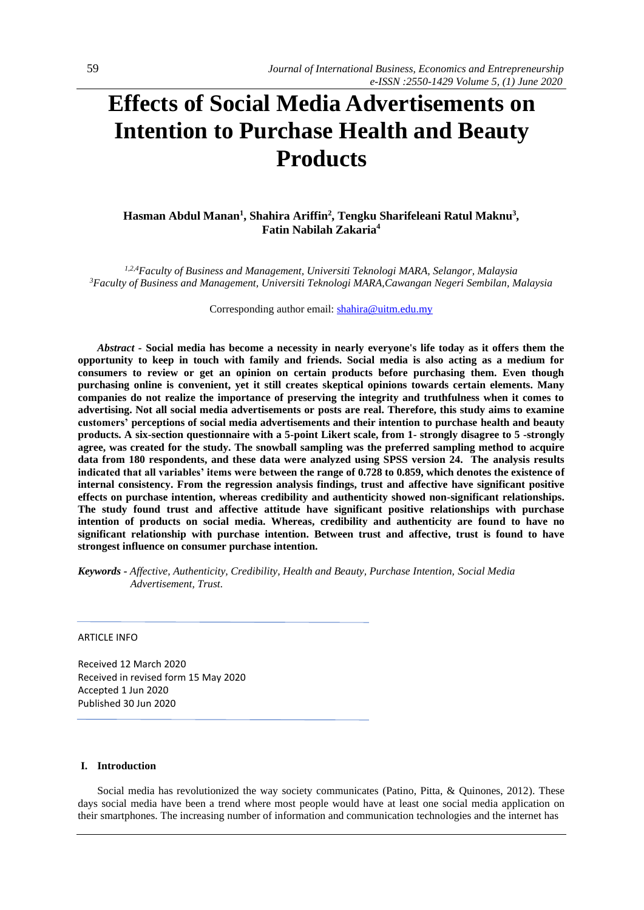# Effects of Social Media Advertisements on Intention to Purchase Health and Beauty Products

**Hasman Abdul Manan[1], Shahira Ariffin[2], Tengku Sharifeleani Ratul Maknu[3], Fatin Nabilah Zakaria[4]**

*[1,2,4]Faculty of Business and Management, Universiti Teknologi MARA, Selangor, Malaysia*
*[3]Faculty of Business and Management, Universiti Teknologi MARA,Cawangan Negeri Sembilan, Malaysia*

Corresponding author email: shahira@uitm.edu.my

***Abstract*** **- Social media has become a necessity in nearly everyone's life today as it offers them the opportunity to keep in touch with family and friends. Social media is also acting as a medium for consumers to review or get an opinion on certain products before purchasing them. Even though purchasing online is convenient, yet it still creates skeptical opinions towards certain elements. Many companies do not realize the importance of preserving the integrity and truthfulness when it comes to advertising. Not all social media advertisements or posts are real. Therefore, this study aims to examine customers' perceptions of social media advertisements and their intention to purchase health and beauty products. A six-section questionnaire with a 5-point Likert scale, from 1- strongly disagree to 5 -strongly agree, was created for the study. The snowball sampling was the preferred sampling method to acquire data from 180 respondents, and these data were analyzed using SPSS version 24. The analysis results indicated that all variables' items were between the range of 0.728 to 0.859, which denotes the existence of internal consistency. From the regression analysis findings, trust and affective have significant positive effects on purchase intention, whereas credibility and authenticity showed non-significant relationships. The study found trust and affective attitude have significant positive relationships with purchase intention of products on social media. Whereas, credibility and authenticity are found to have no significant relationship with purchase intention. Between trust and affective, trust is found to have strongest influence on consumer purchase intention.**

***Keywords -*** *Affective, Authenticity, Credibility, Health and Beauty, Purchase Intention, Social Media Advertisement, Trust.*

ARTICLE INFO

Received 12 March 2020
Received in revised form 15 May 2020
Accepted 1 Jun 2020
Published 30 Jun 2020

## I. Introduction

Social media has revolutionized the way society communicates (Patino, Pitta, & Quinones, 2012). These days social media have been a trend where most people would have at least one social media application on their smartphones. The increasing number of information and communication technologies and the internet has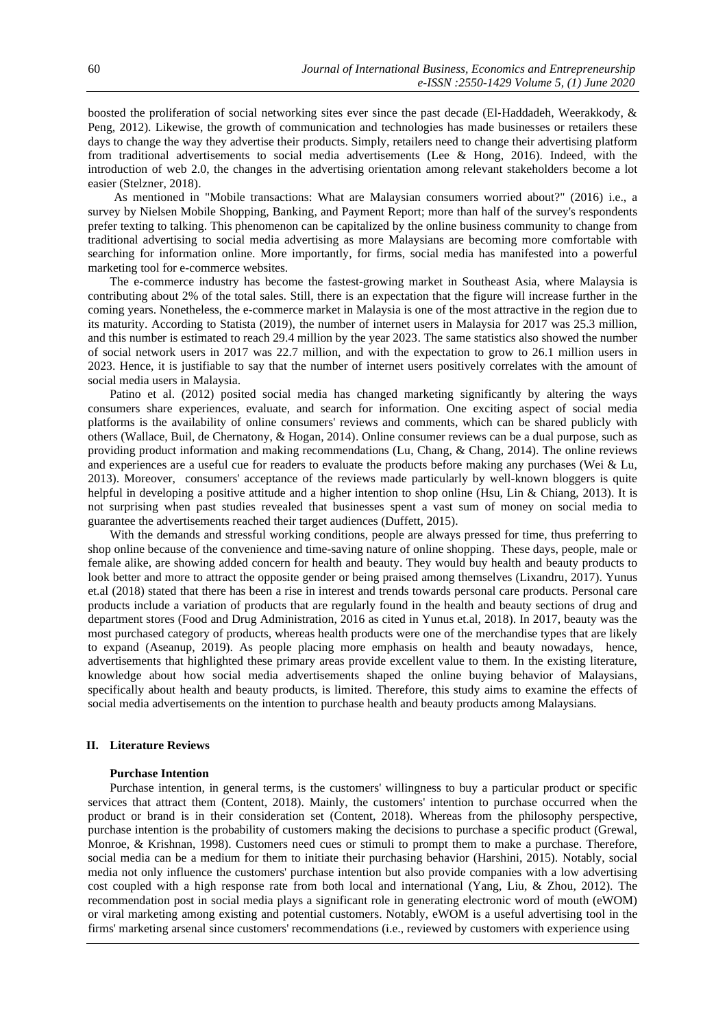boosted the proliferation of social networking sites ever since the past decade (El-Haddadeh, Weerakkody, & Peng, 2012). Likewise, the growth of communication and technologies has made businesses or retailers these days to change the way they advertise their products. Simply, retailers need to change their advertising platform from traditional advertisements to social media advertisements (Lee & Hong, 2016). Indeed, with the introduction of web 2.0, the changes in the advertising orientation among relevant stakeholders become a lot easier (Stelzner, 2018).

As mentioned in "Mobile transactions: What are Malaysian consumers worried about?" (2016) i.e., a survey by Nielsen Mobile Shopping, Banking, and Payment Report; more than half of the survey's respondents prefer texting to talking. This phenomenon can be capitalized by the online business community to change from traditional advertising to social media advertising as more Malaysians are becoming more comfortable with searching for information online. More importantly, for firms, social media has manifested into a powerful marketing tool for e-commerce websites.

The e-commerce industry has become the fastest-growing market in Southeast Asia, where Malaysia is contributing about 2% of the total sales. Still, there is an expectation that the figure will increase further in the coming years. Nonetheless, the e-commerce market in Malaysia is one of the most attractive in the region due to its maturity. According to Statista (2019), the number of internet users in Malaysia for 2017 was 25.3 million, and this number is estimated to reach 29.4 million by the year 2023. The same statistics also showed the number of social network users in 2017 was 22.7 million, and with the expectation to grow to 26.1 million users in 2023. Hence, it is justifiable to say that the number of internet users positively correlates with the amount of social media users in Malaysia.

Patino et al. (2012) posited social media has changed marketing significantly by altering the ways consumers share experiences, evaluate, and search for information. One exciting aspect of social media platforms is the availability of online consumers' reviews and comments, which can be shared publicly with others (Wallace, Buil, de Chernatony, & Hogan, 2014). Online consumer reviews can be a dual purpose, such as providing product information and making recommendations (Lu, Chang, & Chang, 2014). The online reviews and experiences are a useful cue for readers to evaluate the products before making any purchases (Wei & Lu, 2013). Moreover, consumers' acceptance of the reviews made particularly by well-known bloggers is quite helpful in developing a positive attitude and a higher intention to shop online (Hsu, Lin & Chiang, 2013). It is not surprising when past studies revealed that businesses spent a vast sum of money on social media to guarantee the advertisements reached their target audiences (Duffett, 2015).

With the demands and stressful working conditions, people are always pressed for time, thus preferring to shop online because of the convenience and time-saving nature of online shopping. These days, people, male or female alike, are showing added concern for health and beauty. They would buy health and beauty products to look better and more to attract the opposite gender or being praised among themselves (Lixandru, 2017). Yunus et.al (2018) stated that there has been a rise in interest and trends towards personal care products. Personal care products include a variation of products that are regularly found in the health and beauty sections of drug and department stores (Food and Drug Administration, 2016 as cited in Yunus et.al, 2018). In 2017, beauty was the most purchased category of products, whereas health products were one of the merchandise types that are likely to expand (Aseanup, 2019). As people placing more emphasis on health and beauty nowadays, hence, advertisements that highlighted these primary areas provide excellent value to them. In the existing literature, knowledge about how social media advertisements shaped the online buying behavior of Malaysians, specifically about health and beauty products, is limited. Therefore, this study aims to examine the effects of social media advertisements on the intention to purchase health and beauty products among Malaysians.

## II. Literature Reviews

### Purchase Intention

Purchase intention, in general terms, is the customers' willingness to buy a particular product or specific services that attract them (Content, 2018). Mainly, the customers' intention to purchase occurred when the product or brand is in their consideration set (Content, 2018). Whereas from the philosophy perspective, purchase intention is the probability of customers making the decisions to purchase a specific product (Grewal, Monroe, & Krishnan, 1998). Customers need cues or stimuli to prompt them to make a purchase. Therefore, social media can be a medium for them to initiate their purchasing behavior (Harshini, 2015). Notably, social media not only influence the customers' purchase intention but also provide companies with a low advertising cost coupled with a high response rate from both local and international (Yang, Liu, & Zhou, 2012). The recommendation post in social media plays a significant role in generating electronic word of mouth (eWOM) or viral marketing among existing and potential customers. Notably, eWOM is a useful advertising tool in the firms' marketing arsenal since customers' recommendations (i.e., reviewed by customers with experience using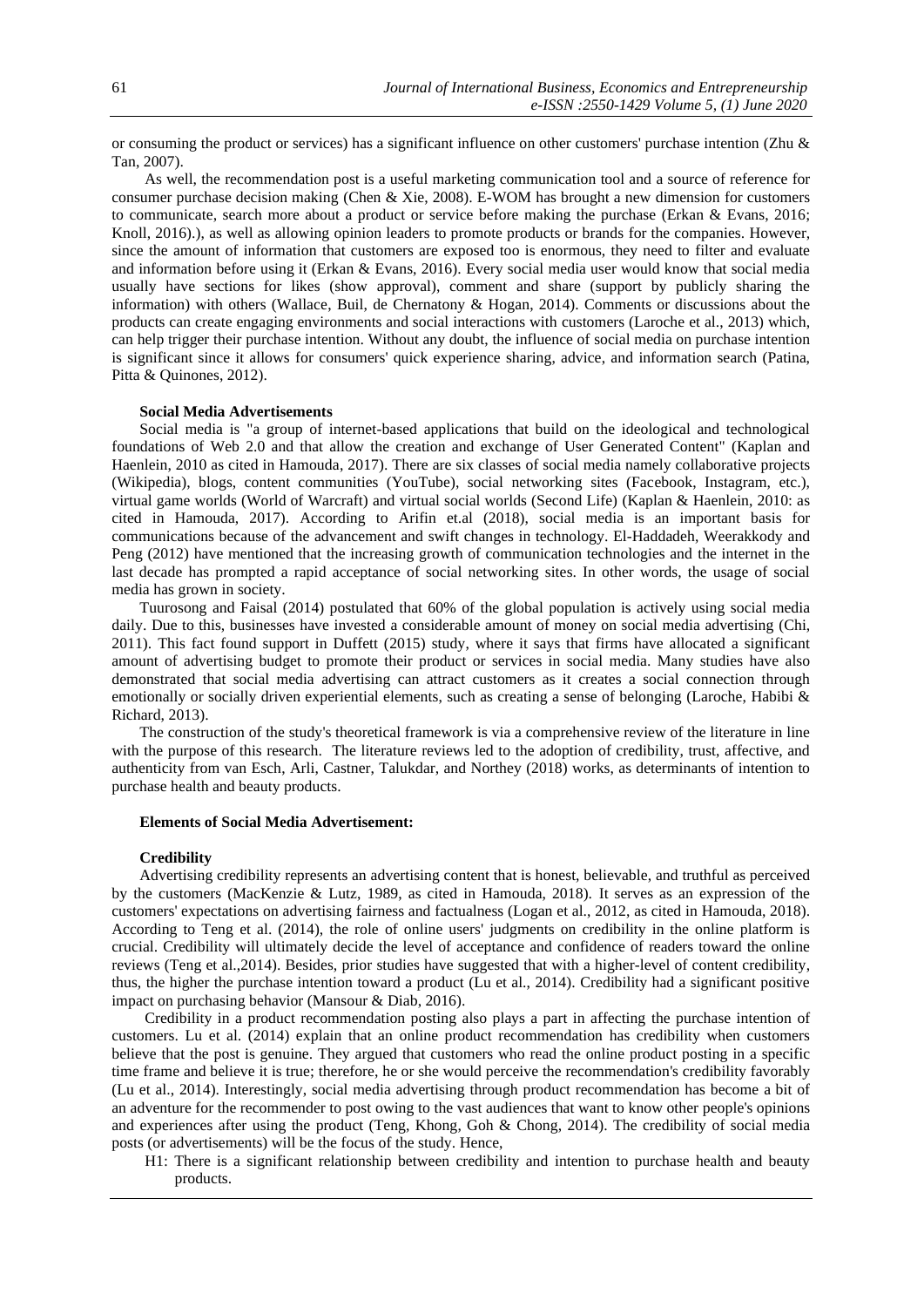or consuming the product or services) has a significant influence on other customers' purchase intention (Zhu & Tan, 2007).

As well, the recommendation post is a useful marketing communication tool and a source of reference for consumer purchase decision making (Chen & Xie, 2008). E-WOM has brought a new dimension for customers to communicate, search more about a product or service before making the purchase (Erkan & Evans, 2016; Knoll, 2016).), as well as allowing opinion leaders to promote products or brands for the companies. However, since the amount of information that customers are exposed too is enormous, they need to filter and evaluate and information before using it (Erkan & Evans, 2016). Every social media user would know that social media usually have sections for likes (show approval), comment and share (support by publicly sharing the information) with others (Wallace, Buil, de Chernatony & Hogan, 2014). Comments or discussions about the products can create engaging environments and social interactions with customers (Laroche et al., 2013) which, can help trigger their purchase intention. Without any doubt, the influence of social media on purchase intention is significant since it allows for consumers' quick experience sharing, advice, and information search (Patina, Pitta & Quinones, 2012).

**Social Media Advertisements**

Social media is "a group of internet-based applications that build on the ideological and technological foundations of Web 2.0 and that allow the creation and exchange of User Generated Content" (Kaplan and Haenlein, 2010 as cited in Hamouda, 2017). There are six classes of social media namely collaborative projects (Wikipedia), blogs, content communities (YouTube), social networking sites (Facebook, Instagram, etc.), virtual game worlds (World of Warcraft) and virtual social worlds (Second Life) (Kaplan & Haenlein, 2010: as cited in Hamouda, 2017). According to Arifin et.al (2018), social media is an important basis for communications because of the advancement and swift changes in technology. El-Haddadeh, Weerakkody and Peng (2012) have mentioned that the increasing growth of communication technologies and the internet in the last decade has prompted a rapid acceptance of social networking sites. In other words, the usage of social media has grown in society.

Tuurosong and Faisal (2014) postulated that 60% of the global population is actively using social media daily. Due to this, businesses have invested a considerable amount of money on social media advertising (Chi, 2011). This fact found support in Duffett (2015) study, where it says that firms have allocated a significant amount of advertising budget to promote their product or services in social media. Many studies have also demonstrated that social media advertising can attract customers as it creates a social connection through emotionally or socially driven experiential elements, such as creating a sense of belonging (Laroche, Habibi & Richard, 2013).

The construction of the study's theoretical framework is via a comprehensive review of the literature in line with the purpose of this research. The literature reviews led to the adoption of credibility, trust, affective, and authenticity from van Esch, Arli, Castner, Talukdar, and Northey (2018) works, as determinants of intention to purchase health and beauty products.

**Elements of Social Media Advertisement:**

**Credibility**

Advertising credibility represents an advertising content that is honest, believable, and truthful as perceived by the customers (MacKenzie & Lutz, 1989, as cited in Hamouda, 2018). It serves as an expression of the customers' expectations on advertising fairness and factualness (Logan et al., 2012, as cited in Hamouda, 2018). According to Teng et al. (2014), the role of online users' judgments on credibility in the online platform is crucial. Credibility will ultimately decide the level of acceptance and confidence of readers toward the online reviews (Teng et al.,2014). Besides, prior studies have suggested that with a higher-level of content credibility, thus, the higher the purchase intention toward a product (Lu et al., 2014). Credibility had a significant positive impact on purchasing behavior (Mansour & Diab, 2016).

Credibility in a product recommendation posting also plays a part in affecting the purchase intention of customers. Lu et al. (2014) explain that an online product recommendation has credibility when customers believe that the post is genuine. They argued that customers who read the online product posting in a specific time frame and believe it is true; therefore, he or she would perceive the recommendation's credibility favorably (Lu et al., 2014). Interestingly, social media advertising through product recommendation has become a bit of an adventure for the recommender to post owing to the vast audiences that want to know other people's opinions and experiences after using the product (Teng, Khong, Goh & Chong, 2014). The credibility of social media posts (or advertisements) will be the focus of the study. Hence,

H1: There is a significant relationship between credibility and intention to purchase health and beauty products.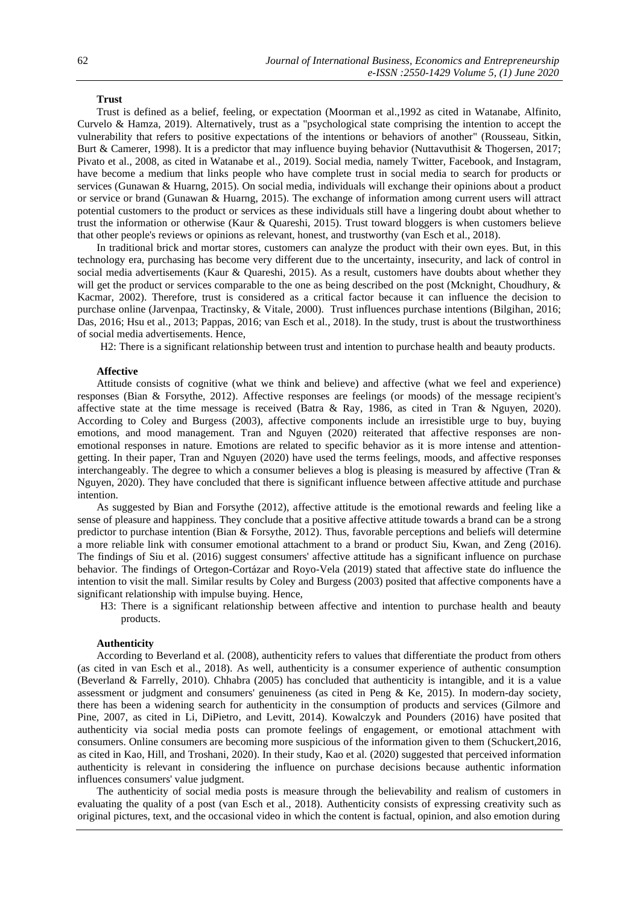**Trust**

Trust is defined as a belief, feeling, or expectation (Moorman et al.,1992 as cited in Watanabe, Alfinito, Curvelo & Hamza, 2019). Alternatively, trust as a "psychological state comprising the intention to accept the vulnerability that refers to positive expectations of the intentions or behaviors of another" (Rousseau, Sitkin, Burt & Camerer, 1998). It is a predictor that may influence buying behavior (Nuttavuthisit & Thogersen, 2017; Pivato et al., 2008, as cited in Watanabe et al., 2019). Social media, namely Twitter, Facebook, and Instagram, have become a medium that links people who have complete trust in social media to search for products or services (Gunawan & Huarng, 2015). On social media, individuals will exchange their opinions about a product or service or brand (Gunawan & Huarng, 2015). The exchange of information among current users will attract potential customers to the product or services as these individuals still have a lingering doubt about whether to trust the information or otherwise (Kaur & Quareshi, 2015). Trust toward bloggers is when customers believe that other people's reviews or opinions as relevant, honest, and trustworthy (van Esch et al., 2018).

In traditional brick and mortar stores, customers can analyze the product with their own eyes. But, in this technology era, purchasing has become very different due to the uncertainty, insecurity, and lack of control in social media advertisements (Kaur & Quareshi, 2015). As a result, customers have doubts about whether they will get the product or services comparable to the one as being described on the post (Mcknight, Choudhury, & Kacmar, 2002). Therefore, trust is considered as a critical factor because it can influence the decision to purchase online (Jarvenpaa, Tractinsky, & Vitale, 2000). Trust influences purchase intentions (Bilgihan, 2016; Das, 2016; Hsu et al., 2013; Pappas, 2016; van Esch et al., 2018). In the study, trust is about the trustworthiness of social media advertisements. Hence,

H2: There is a significant relationship between trust and intention to purchase health and beauty products.

**Affective**

Attitude consists of cognitive (what we think and believe) and affective (what we feel and experience) responses (Bian & Forsythe, 2012). Affective responses are feelings (or moods) of the message recipient's affective state at the time message is received (Batra & Ray, 1986, as cited in Tran & Nguyen, 2020). According to Coley and Burgess (2003), affective components include an irresistible urge to buy, buying emotions, and mood management. Tran and Nguyen (2020) reiterated that affective responses are non-emotional responses in nature. Emotions are related to specific behavior as it is more intense and attention-getting. In their paper, Tran and Nguyen (2020) have used the terms feelings, moods, and affective responses interchangeably. The degree to which a consumer believes a blog is pleasing is measured by affective (Tran & Nguyen, 2020). They have concluded that there is significant influence between affective attitude and purchase intention.

As suggested by Bian and Forsythe (2012), affective attitude is the emotional rewards and feeling like a sense of pleasure and happiness. They conclude that a positive affective attitude towards a brand can be a strong predictor to purchase intention (Bian & Forsythe, 2012). Thus, favorable perceptions and beliefs will determine a more reliable link with consumer emotional attachment to a brand or product Siu, Kwan, and Zeng (2016). The findings of Siu et al. (2016) suggest consumers' affective attitude has a significant influence on purchase behavior. The findings of Ortegon-Cortázar and Royo-Vela (2019) stated that affective state do influence the intention to visit the mall. Similar results by Coley and Burgess (2003) posited that affective components have a significant relationship with impulse buying. Hence,

H3: There is a significant relationship between affective and intention to purchase health and beauty products.

**Authenticity**

According to Beverland et al. (2008), authenticity refers to values that differentiate the product from others (as cited in van Esch et al., 2018). As well, authenticity is a consumer experience of authentic consumption (Beverland & Farrelly, 2010). Chhabra (2005) has concluded that authenticity is intangible, and it is a value assessment or judgment and consumers' genuineness (as cited in Peng & Ke, 2015). In modern-day society, there has been a widening search for authenticity in the consumption of products and services (Gilmore and Pine, 2007, as cited in Li, DiPietro, and Levitt, 2014). Kowalczyk and Pounders (2016) have posited that authenticity via social media posts can promote feelings of engagement, or emotional attachment with consumers. Online consumers are becoming more suspicious of the information given to them (Schuckert,2016, as cited in Kao, Hill, and Troshani, 2020). In their study, Kao et al. (2020) suggested that perceived information authenticity is relevant in considering the influence on purchase decisions because authentic information influences consumers' value judgment.

The authenticity of social media posts is measure through the believability and realism of customers in evaluating the quality of a post (van Esch et al., 2018). Authenticity consists of expressing creativity such as original pictures, text, and the occasional video in which the content is factual, opinion, and also emotion during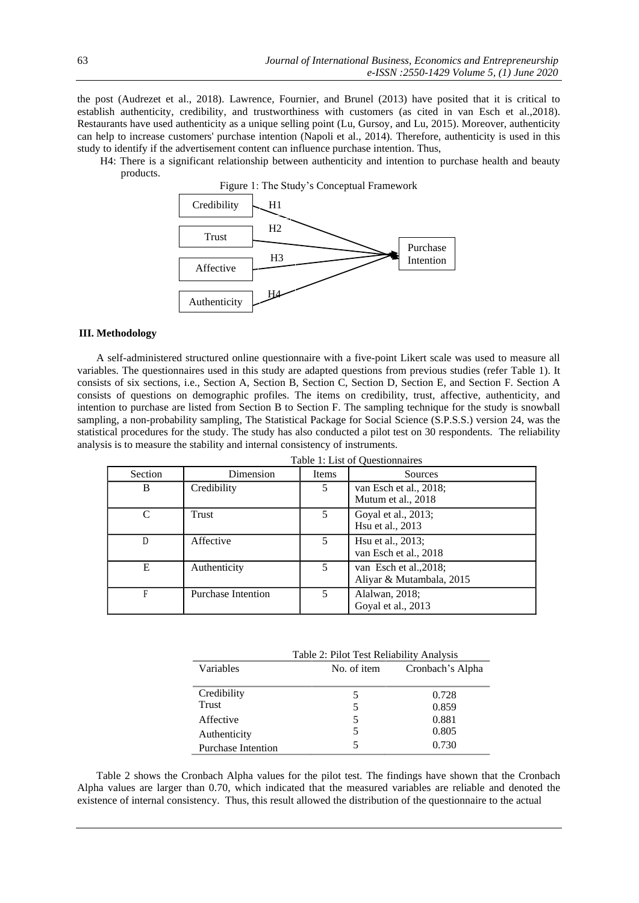the post (Audrezet et al., 2018). Lawrence, Fournier, and Brunel (2013) have posited that it is critical to establish authenticity, credibility, and trustworthiness with customers (as cited in van Esch et al.,2018). Restaurants have used authenticity as a unique selling point (Lu, Gursoy, and Lu, 2015). Moreover, authenticity can help to increase customers' purchase intention (Napoli et al., 2014). Therefore, authenticity is used in this study to identify if the advertisement content can influence purchase intention. Thus,

H4: There is a significant relationship between authenticity and intention to purchase health and beauty products.

Figure 1: The Study's Conceptual Framework

Credibility → (H1) → Purchase Intention
Trust → (H2) → Purchase Intention
Affective → (H3) → Purchase Intention
Authenticity → (H4) → Purchase Intention

### III. Methodology

A self-administered structured online questionnaire with a five-point Likert scale was used to measure all variables. The questionnaires used in this study are adapted questions from previous studies (refer Table 1). It consists of six sections, i.e., Section A, Section B, Section C, Section D, Section E, and Section F. Section A consists of questions on demographic profiles. The items on credibility, trust, affective, authenticity, and intention to purchase are listed from Section B to Section F. The sampling technique for the study is snowball sampling, a non-probability sampling, The Statistical Package for Social Science (S.P.S.S.) version 24, was the statistical procedures for the study. The study has also conducted a pilot test on 30 respondents. The reliability analysis is to measure the stability and internal consistency of instruments.

Table 1: List of Questionnaires

| Section | Dimension | Items | Sources |
|---|---|---|---|
| B | Credibility | 5 | van Esch et al., 2018; Mutum et al., 2018 |
| C | Trust | 5 | Goyal et al., 2013; Hsu et al., 2013 |
| D | Affective | 5 | Hsu et al., 2013; van Esch et al., 2018 |
| E | Authenticity | 5 | van Esch et al.,2018; Aliyar & Mutambala, 2015 |
| F | Purchase Intention | 5 | Alalwan, 2018; Goyal et al., 2013 |

Table 2: Pilot Test Reliability Analysis

| Variables | No. of item | Cronbach's Alpha |
|---|---|---|
| Credibility | 5 | 0.728 |
| Trust | 5 | 0.859 |
| Affective | 5 | 0.881 |
| Authenticity | 5 | 0.805 |
| Purchase Intention | 5 | 0.730 |

Table 2 shows the Cronbach Alpha values for the pilot test. The findings have shown that the Cronbach Alpha values are larger than 0.70, which indicated that the measured variables are reliable and denoted the existence of internal consistency. Thus, this result allowed the distribution of the questionnaire to the actual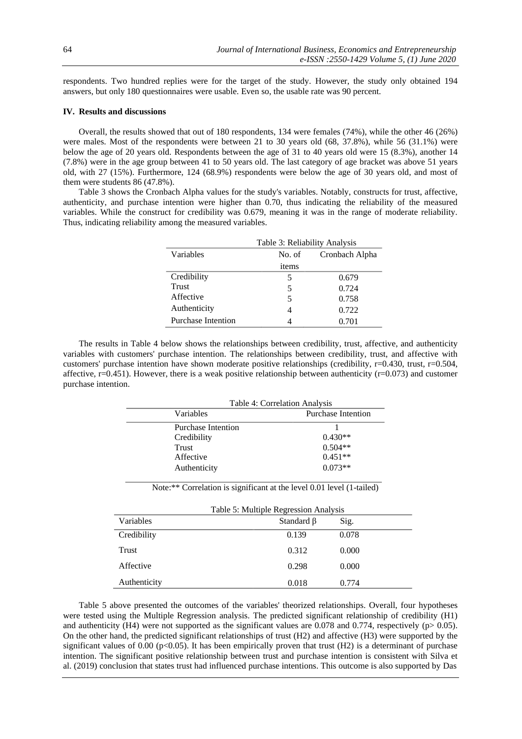respondents. Two hundred replies were for the target of the study. However, the study only obtained 194 answers, but only 180 questionnaires were usable. Even so, the usable rate was 90 percent.

## IV. Results and discussions

Overall, the results showed that out of 180 respondents, 134 were females (74%), while the other 46 (26%) were males. Most of the respondents were between 21 to 30 years old (68, 37.8%), while 56 (31.1%) were below the age of 20 years old. Respondents between the age of 31 to 40 years old were 15 (8.3%), another 14 (7.8%) were in the age group between 41 to 50 years old. The last category of age bracket was above 51 years old, with 27 (15%). Furthermore, 124 (68.9%) respondents were below the age of 30 years old, and most of them were students 86 (47.8%).

Table 3 shows the Cronbach Alpha values for the study's variables. Notably, constructs for trust, affective, authenticity, and purchase intention were higher than 0.70, thus indicating the reliability of the measured variables. While the construct for credibility was 0.679, meaning it was in the range of moderate reliability. Thus, indicating reliability among the measured variables.

Table 3: Reliability Analysis

| Variables | No. of items | Cronbach Alpha |
|---|---|---|
| Credibility | 5 | 0.679 |
| Trust | 5 | 0.724 |
| Affective | 5 | 0.758 |
| Authenticity | 4 | 0.722 |
| Purchase Intention | 4 | 0.701 |

The results in Table 4 below shows the relationships between credibility, trust, affective, and authenticity variables with customers' purchase intention. The relationships between credibility, trust, and affective with customers' purchase intention have shown moderate positive relationships (credibility, r=0.430, trust, r=0.504, affective, r=0.451). However, there is a weak positive relationship between authenticity (r=0.073) and customer purchase intention.

Table 4: Correlation Analysis

| Variables | Purchase Intention |
|---|---|
| Purchase Intention | 1 |
| Credibility | 0.430** |
| Trust | 0.504** |
| Affective | 0.451** |
| Authenticity | 0.073** |

Note:** Correlation is significant at the level 0.01 level (1-tailed)

Table 5: Multiple Regression Analysis

| Variables | Standard β | Sig. |
|---|---|---|
| Credibility | 0.139 | 0.078 |
| Trust | 0.312 | 0.000 |
| Affective | 0.298 | 0.000 |
| Authenticity | 0.018 | 0.774 |

Table 5 above presented the outcomes of the variables' theorized relationships. Overall, four hypotheses were tested using the Multiple Regression analysis. The predicted significant relationship of credibility (H1) and authenticity (H4) were not supported as the significant values are 0.078 and 0.774, respectively ($p > 0.05$). On the other hand, the predicted significant relationships of trust (H2) and affective (H3) were supported by the significant values of 0.00 ($p < 0.05$). It has been empirically proven that trust (H2) is a determinant of purchase intention. The significant positive relationship between trust and purchase intention is consistent with Silva et al. (2019) conclusion that states trust had influenced purchase intentions. This outcome is also supported by Das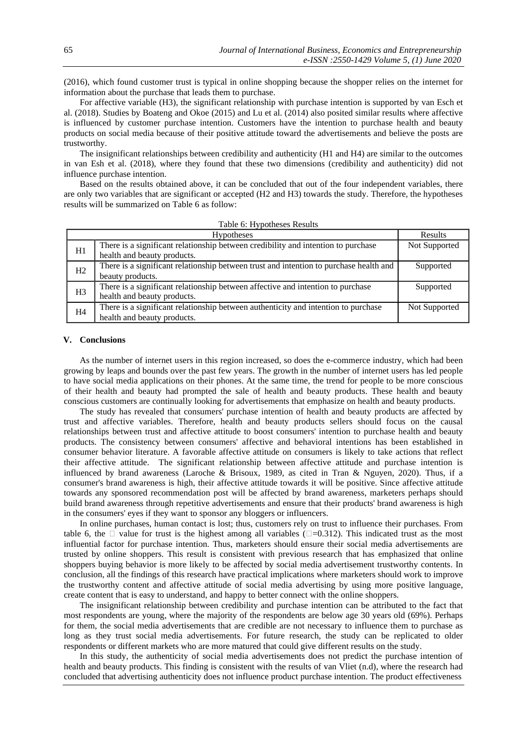(2016), which found customer trust is typical in online shopping because the shopper relies on the internet for information about the purchase that leads them to purchase.

For affective variable (H3), the significant relationship with purchase intention is supported by van Esch et al. (2018). Studies by Boateng and Okoe (2015) and Lu et al. (2014) also posited similar results where affective is influenced by customer purchase intention. Customers have the intention to purchase health and beauty products on social media because of their positive attitude toward the advertisements and believe the posts are trustworthy.

The insignificant relationships between credibility and authenticity (H1 and H4) are similar to the outcomes in van Esh et al. (2018), where they found that these two dimensions (credibility and authenticity) did not influence purchase intention.

Based on the results obtained above, it can be concluded that out of the four independent variables, there are only two variables that are significant or accepted (H2 and H3) towards the study. Therefore, the hypotheses results will be summarized on Table 6 as follow:

Table 6: Hypotheses Results

| Hypotheses | | Results |
|---|---|---|
| H1 | There is a significant relationship between credibility and intention to purchase health and beauty products. | Not Supported |
| H2 | There is a significant relationship between trust and intention to purchase health and beauty products. | Supported |
| H3 | There is a significant relationship between affective and intention to purchase health and beauty products. | Supported |
| H4 | There is a significant relationship between authenticity and intention to purchase health and beauty products. | Not Supported |

## V. Conclusions

As the number of internet users in this region increased, so does the e-commerce industry, which had been growing by leaps and bounds over the past few years. The growth in the number of internet users has led people to have social media applications on their phones. At the same time, the trend for people to be more conscious of their health and beauty had prompted the sale of health and beauty products. These health and beauty conscious customers are continually looking for advertisements that emphasize on health and beauty products.

The study has revealed that consumers' purchase intention of health and beauty products are affected by trust and affective variables. Therefore, health and beauty products sellers should focus on the causal relationships between trust and affective attitude to boost consumers' intention to purchase health and beauty products. The consistency between consumers' affective and behavioral intentions has been established in consumer behavior literature. A favorable affective attitude on consumers is likely to take actions that reflect their affective attitude. The significant relationship between affective attitude and purchase intention is influenced by brand awareness (Laroche & Brisoux, 1989, as cited in Tran & Nguyen, 2020). Thus, if a consumer's brand awareness is high, their affective attitude towards it will be positive. Since affective attitude towards any sponsored recommendation post will be affected by brand awareness, marketers perhaps should build brand awareness through repetitive advertisements and ensure that their products' brand awareness is high in the consumers' eyes if they want to sponsor any bloggers or influencers.

In online purchases, human contact is lost; thus, customers rely on trust to influence their purchases. From table 6, the $\beta$ value for trust is the highest among all variables ($\beta$=0.312). This indicated trust as the most influential factor for purchase intention. Thus, marketers should ensure their social media advertisements are trusted by online shoppers. This result is consistent with previous research that has emphasized that online shoppers buying behavior is more likely to be affected by social media advertisement trustworthy contents. In conclusion, all the findings of this research have practical implications where marketers should work to improve the trustworthy content and affective attitude of social media advertising by using more positive language, create content that is easy to understand, and happy to better connect with the online shoppers.

The insignificant relationship between credibility and purchase intention can be attributed to the fact that most respondents are young, where the majority of the respondents are below age 30 years old (69%). Perhaps for them, the social media advertisements that are credible are not necessary to influence them to purchase as long as they trust social media advertisements. For future research, the study can be replicated to older respondents or different markets who are more matured that could give different results on the study.

In this study, the authenticity of social media advertisements does not predict the purchase intention of health and beauty products. This finding is consistent with the results of van Vliet (n.d), where the research had concluded that advertising authenticity does not influence product purchase intention. The product effectiveness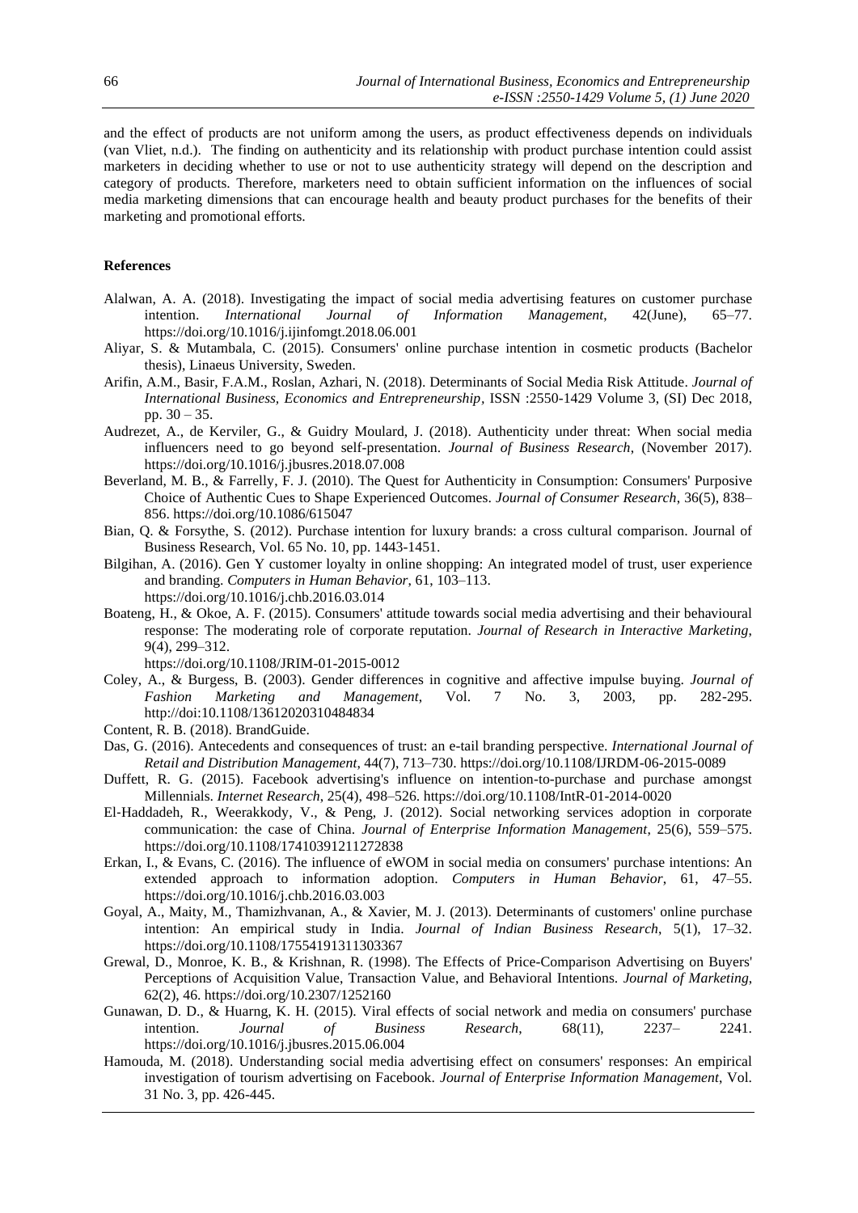and the effect of products are not uniform among the users, as product effectiveness depends on individuals (van Vliet, n.d.). The finding on authenticity and its relationship with product purchase intention could assist marketers in deciding whether to use or not to use authenticity strategy will depend on the description and category of products. Therefore, marketers need to obtain sufficient information on the influences of social media marketing dimensions that can encourage health and beauty product purchases for the benefits of their marketing and promotional efforts.

## References

Alalwan, A. A. (2018). Investigating the impact of social media advertising features on customer purchase intention. *International Journal of Information Management*, 42(June), 65–77. https://doi.org/10.1016/j.ijinfomgt.2018.06.001

Aliyar, S. & Mutambala, C. (2015). Consumers' online purchase intention in cosmetic products (Bachelor thesis), Linaeus University, Sweden.

Arifin, A.M., Basir, F.A.M., Roslan, Azhari, N. (2018). Determinants of Social Media Risk Attitude. *Journal of International Business, Economics and Entrepreneurship*, ISSN :2550-1429 Volume 3, (SI) Dec 2018, pp. 30 – 35.

Audrezet, A., de Kerviler, G., & Guidry Moulard, J. (2018). Authenticity under threat: When social media influencers need to go beyond self-presentation. *Journal of Business Research*, (November 2017). https://doi.org/10.1016/j.jbusres.2018.07.008

Beverland, M. B., & Farrelly, F. J. (2010). The Quest for Authenticity in Consumption: Consumers' Purposive Choice of Authentic Cues to Shape Experienced Outcomes. *Journal of Consumer Research*, 36(5), 838–856. https://doi.org/10.1086/615047

Bian, Q. & Forsythe, S. (2012). Purchase intention for luxury brands: a cross cultural comparison. Journal of Business Research, Vol. 65 No. 10, pp. 1443-1451.

Bilgihan, A. (2016). Gen Y customer loyalty in online shopping: An integrated model of trust, user experience and branding. *Computers in Human Behavior*, 61, 103–113. https://doi.org/10.1016/j.chb.2016.03.014

Boateng, H., & Okoe, A. F. (2015). Consumers' attitude towards social media advertising and their behavioural response: The moderating role of corporate reputation. *Journal of Research in Interactive Marketing*, 9(4), 299–312. https://doi.org/10.1108/JRIM-01-2015-0012

Coley, A., & Burgess, B. (2003). Gender differences in cognitive and affective impulse buying. *Journal of Fashion Marketing and Management*, Vol. 7 No. 3, 2003, pp. 282-295. http://doi:10.1108/13612020310484834

Content, R. B. (2018). BrandGuide.

Das, G. (2016). Antecedents and consequences of trust: an e-tail branding perspective. *International Journal of Retail and Distribution Management*, 44(7), 713–730. https://doi.org/10.1108/IJRDM-06-2015-0089

Duffett, R. G. (2015). Facebook advertising's influence on intention-to-purchase and purchase amongst Millennials. *Internet Research*, 25(4), 498–526. https://doi.org/10.1108/IntR-01-2014-0020

El-Haddadeh, R., Weerakkody, V., & Peng, J. (2012). Social networking services adoption in corporate communication: the case of China. *Journal of Enterprise Information Management*, 25(6), 559–575. https://doi.org/10.1108/17410391211272838

Erkan, I., & Evans, C. (2016). The influence of eWOM in social media on consumers' purchase intentions: An extended approach to information adoption. *Computers in Human Behavior*, 61, 47–55. https://doi.org/10.1016/j.chb.2016.03.003

Goyal, A., Maity, M., Thamizhvanan, A., & Xavier, M. J. (2013). Determinants of customers' online purchase intention: An empirical study in India. *Journal of Indian Business Research*, 5(1), 17–32. https://doi.org/10.1108/17554191311303367

Grewal, D., Monroe, K. B., & Krishnan, R. (1998). The Effects of Price-Comparison Advertising on Buyers' Perceptions of Acquisition Value, Transaction Value, and Behavioral Intentions. *Journal of Marketing*, 62(2), 46. https://doi.org/10.2307/1252160

Gunawan, D. D., & Huarng, K. H. (2015). Viral effects of social network and media on consumers' purchase intention. *Journal of Business Research*, 68(11), 2237– 2241. https://doi.org/10.1016/j.jbusres.2015.06.004

Hamouda, M. (2018). Understanding social media advertising effect on consumers' responses: An empirical investigation of tourism advertising on Facebook. *Journal of Enterprise Information Management*, Vol. 31 No. 3, pp. 426-445.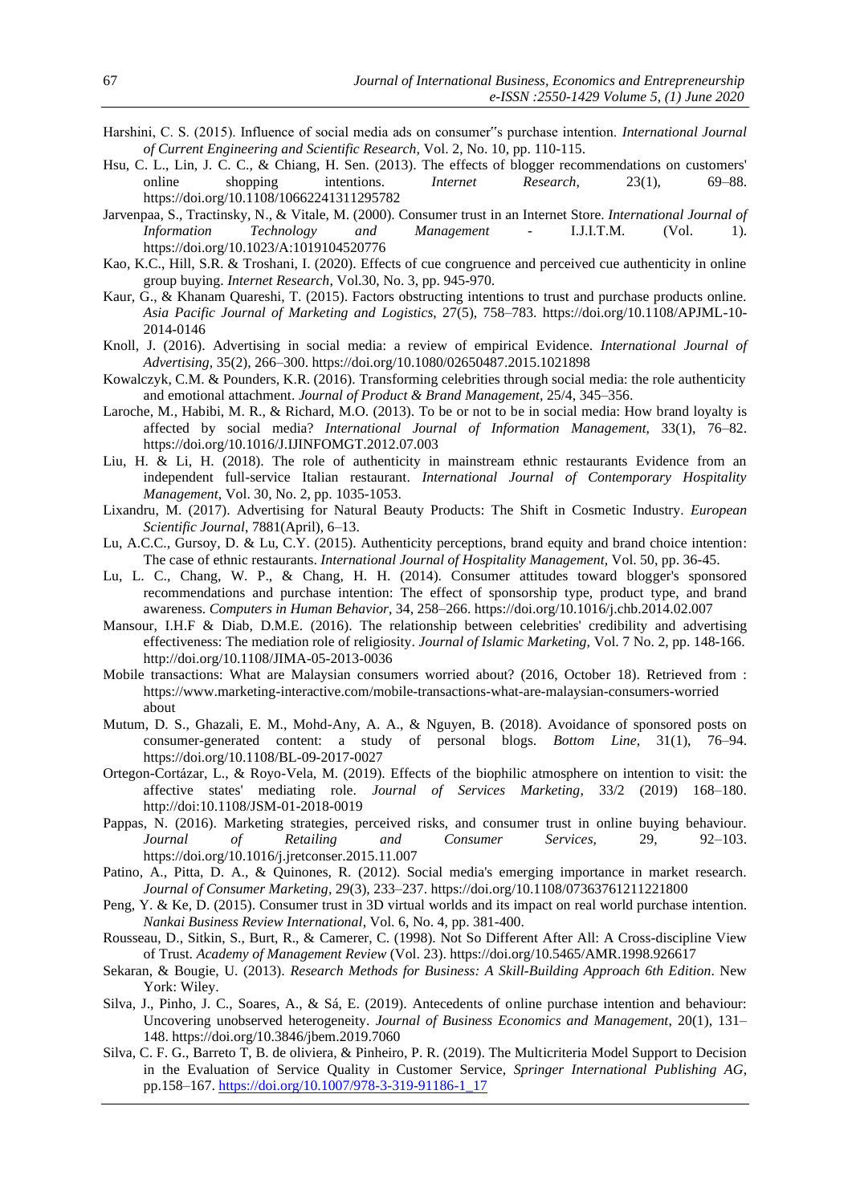Harshini, C. S. (2015). Influence of social media ads on consumer"s purchase intention. *International Journal of Current Engineering and Scientific Research*, Vol. 2, No. 10, pp. 110-115.

Hsu, C. L., Lin, J. C. C., & Chiang, H. Sen. (2013). The effects of blogger recommendations on customers' online shopping intentions. *Internet Research*, 23(1), 69–88. https://doi.org/10.1108/10662241311295782

Jarvenpaa, S., Tractinsky, N., & Vitale, M. (2000). Consumer trust in an Internet Store. *International Journal of Information Technology and Management* - I.J.I.T.M. (Vol. 1). https://doi.org/10.1023/A:1019104520776

Kao, K.C., Hill, S.R. & Troshani, I. (2020). Effects of cue congruence and perceived cue authenticity in online group buying. *Internet Research*, Vol.30, No. 3, pp. 945-970.

Kaur, G., & Khanam Quareshi, T. (2015). Factors obstructing intentions to trust and purchase products online. *Asia Pacific Journal of Marketing and Logistics*, 27(5), 758–783. https://doi.org/10.1108/APJML-10-2014-0146

Knoll, J. (2016). Advertising in social media: a review of empirical Evidence. *International Journal of Advertising*, 35(2), 266–300. https://doi.org/10.1080/02650487.2015.1021898

Kowalczyk, C.M. & Pounders, K.R. (2016). Transforming celebrities through social media: the role authenticity and emotional attachment. *Journal of Product & Brand Management*, 25/4, 345–356.

Laroche, M., Habibi, M. R., & Richard, M.O. (2013). To be or not to be in social media: How brand loyalty is affected by social media? *International Journal of Information Management*, 33(1), 76–82. https://doi.org/10.1016/J.IJINFOMGT.2012.07.003

Liu, H. & Li, H. (2018). The role of authenticity in mainstream ethnic restaurants Evidence from an independent full-service Italian restaurant. *International Journal of Contemporary Hospitality Management*, Vol. 30, No. 2, pp. 1035-1053.

Lixandru, M. (2017). Advertising for Natural Beauty Products: The Shift in Cosmetic Industry. *European Scientific Journal*, 7881(April), 6–13.

Lu, A.C.C., Gursoy, D. & Lu, C.Y. (2015). Authenticity perceptions, brand equity and brand choice intention: The case of ethnic restaurants. *International Journal of Hospitality Management*, Vol. 50, pp. 36-45.

Lu, L. C., Chang, W. P., & Chang, H. H. (2014). Consumer attitudes toward blogger's sponsored recommendations and purchase intention: The effect of sponsorship type, product type, and brand awareness. *Computers in Human Behavior*, 34, 258–266. https://doi.org/10.1016/j.chb.2014.02.007

Mansour, I.H.F & Diab, D.M.E. (2016). The relationship between celebrities' credibility and advertising effectiveness: The mediation role of religiosity. *Journal of Islamic Marketing*, Vol. 7 No. 2, pp. 148-166. http://doi.org/10.1108/JIMA-05-2013-0036

Mobile transactions: What are Malaysian consumers worried about? (2016, October 18). Retrieved from : https://www.marketing-interactive.com/mobile-transactions-what-are-malaysian-consumers-worried about

Mutum, D. S., Ghazali, E. M., Mohd-Any, A. A., & Nguyen, B. (2018). Avoidance of sponsored posts on consumer-generated content: a study of personal blogs. *Bottom Line*, 31(1), 76–94. https://doi.org/10.1108/BL-09-2017-0027

Ortegon-Cortázar, L., & Royo-Vela, M. (2019). Effects of the biophilic atmosphere on intention to visit: the affective states' mediating role. *Journal of Services Marketing*, 33/2 (2019) 168–180. http://doi:10.1108/JSM-01-2018-0019

Pappas, N. (2016). Marketing strategies, perceived risks, and consumer trust in online buying behaviour. *Journal of Retailing and Consumer Services*, 29, 92–103. https://doi.org/10.1016/j.jretconser.2015.11.007

Patino, A., Pitta, D. A., & Quinones, R. (2012). Social media's emerging importance in market research. *Journal of Consumer Marketing*, 29(3), 233–237. https://doi.org/10.1108/07363761211221800

Peng, Y. & Ke, D. (2015). Consumer trust in 3D virtual worlds and its impact on real world purchase intention. *Nankai Business Review International*, Vol. 6, No. 4, pp. 381-400.

Rousseau, D., Sitkin, S., Burt, R., & Camerer, C. (1998). Not So Different After All: A Cross-discipline View of Trust. *Academy of Management Review* (Vol. 23). https://doi.org/10.5465/AMR.1998.926617

Sekaran, & Bougie, U. (2013). *Research Methods for Business: A Skill-Building Approach 6th Edition*. New York: Wiley.

Silva, J., Pinho, J. C., Soares, A., & Sá, E. (2019). Antecedents of online purchase intention and behaviour: Uncovering unobserved heterogeneity. *Journal of Business Economics and Management*, 20(1), 131–148. https://doi.org/10.3846/jbem.2019.7060

Silva, C. F. G., Barreto T, B. de oliviera, & Pinheiro, P. R. (2019). The Multicriteria Model Support to Decision in the Evaluation of Service Quality in Customer Service, *Springer International Publishing AG*, pp.158–167. https://doi.org/10.1007/978-3-319-91186-1_17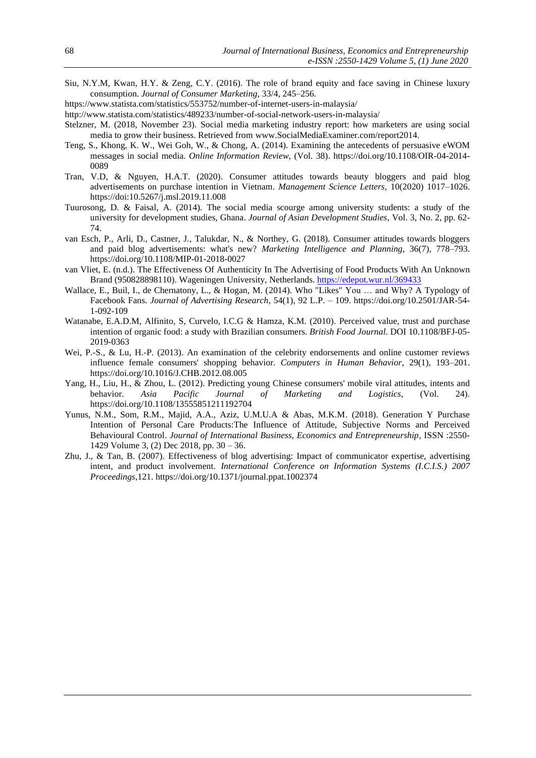Siu, N.Y.M, Kwan, H.Y. & Zeng, C.Y. (2016). The role of brand equity and face saving in Chinese luxury consumption. *Journal of Consumer Marketing*, 33/4, 245–256.

https://www.statista.com/statistics/553752/number-of-internet-users-in-malaysia/

http://www.statista.com/statistics/489233/number-of-social-network-users-in-malaysia/

Stelzner, M. (2018, November 23). Social media marketing industry report: how marketers are using social media to grow their business. Retrieved from www.SocialMediaExaminer.com/report2014.

Teng, S., Khong, K. W., Wei Goh, W., & Chong, A. (2014). Examining the antecedents of persuasive eWOM messages in social media. *Online Information Review*, (Vol. 38). https://doi.org/10.1108/OIR-04-2014-0089

Tran, V.D, & Nguyen, H.A.T. (2020). Consumer attitudes towards beauty bloggers and paid blog advertisements on purchase intention in Vietnam. *Management Science Letters*, 10(2020) 1017–1026. https://doi:10.5267/j.msl.2019.11.008

Tuurosong, D. & Faisal, A. (2014). The social media scourge among university students: a study of the university for development studies, Ghana. *Journal of Asian Development Studies*, Vol. 3, No. 2, pp. 62-74.

van Esch, P., Arli, D., Castner, J., Talukdar, N., & Northey, G. (2018). Consumer attitudes towards bloggers and paid blog advertisements: what's new? *Marketing Intelligence and Planning*, 36(7), 778–793. https://doi.org/10.1108/MIP-01-2018-0027

van Vliet, E. (n.d.). The Effectiveness Of Authenticity In The Advertising of Food Products With An Unknown Brand (950828898110). Wageningen University, Netherlands. https://edepot.wur.nl/369433

Wallace, E., Buil, I., de Chernatony, L., & Hogan, M. (2014). Who "Likes" You … and Why? A Typology of Facebook Fans. *Journal of Advertising Research*, 54(1), 92 L.P. – 109. https://doi.org/10.2501/JAR-54-1-092-109

Watanabe, E.A.D.M, Alfinito, S, Curvelo, I.C.G & Hamza, K.M. (2010). Perceived value, trust and purchase intention of organic food: a study with Brazilian consumers. *British Food Journal*. DOI 10.1108/BFJ-05-2019-0363

Wei, P.-S., & Lu, H.-P. (2013). An examination of the celebrity endorsements and online customer reviews influence female consumers' shopping behavior. *Computers in Human Behavior*, 29(1), 193–201. https://doi.org/10.1016/J.CHB.2012.08.005

Yang, H., Liu, H., & Zhou, L. (2012). Predicting young Chinese consumers' mobile viral attitudes, intents and behavior. *Asia Pacific Journal of Marketing and Logistics*, (Vol. 24). https://doi.org/10.1108/13555851211192704

Yunus, N.M., Som, R.M., Majid, A.A., Aziz, U.M.U.A & Abas, M.K.M. (2018). Generation Y Purchase Intention of Personal Care Products:The Influence of Attitude, Subjective Norms and Perceived Behavioural Control. *Journal of International Business, Economics and Entrepreneurship*, ISSN :2550-1429 Volume 3, (2) Dec 2018, pp. 30 – 36.

Zhu, J., & Tan, B. (2007). Effectiveness of blog advertising: Impact of communicator expertise, advertising intent, and product involvement. *International Conference on Information Systems (I.C.I.S.) 2007 Proceedings*,121. https://doi.org/10.1371/journal.ppat.1002374